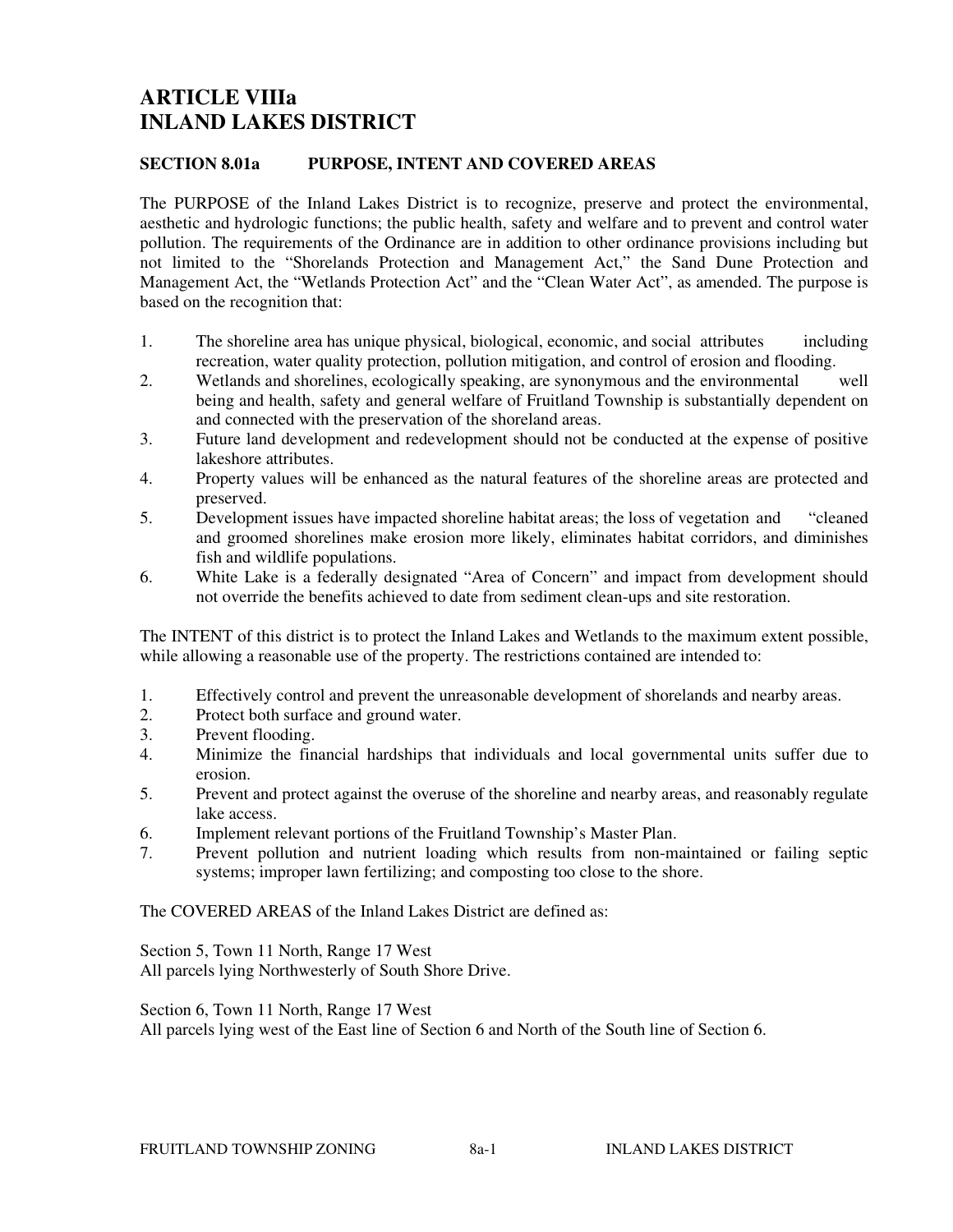# ARTICLE VIIIa
# INLAND LAKES DISTRICT

## SECTION 8.01a PURPOSE, INTENT AND COVERED AREAS

The PURPOSE of the Inland Lakes District is to recognize, preserve and protect the environmental, aesthetic and hydrologic functions; the public health, safety and welfare and to prevent and control water pollution. The requirements of the Ordinance are in addition to other ordinance provisions including but not limited to the "Shorelands Protection and Management Act," the Sand Dune Protection and Management Act, the "Wetlands Protection Act" and the "Clean Water Act", as amended. The purpose is based on the recognition that:

1. The shoreline area has unique physical, biological, economic, and social attributes including recreation, water quality protection, pollution mitigation, and control of erosion and flooding.
2. Wetlands and shorelines, ecologically speaking, are synonymous and the environmental well being and health, safety and general welfare of Fruitland Township is substantially dependent on and connected with the preservation of the shoreland areas.
3. Future land development and redevelopment should not be conducted at the expense of positive lakeshore attributes.
4. Property values will be enhanced as the natural features of the shoreline areas are protected and preserved.
5. Development issues have impacted shoreline habitat areas; the loss of vegetation and "cleaned and groomed shorelines make erosion more likely, eliminates habitat corridors, and diminishes fish and wildlife populations.
6. White Lake is a federally designated "Area of Concern" and impact from development should not override the benefits achieved to date from sediment clean-ups and site restoration.

The INTENT of this district is to protect the Inland Lakes and Wetlands to the maximum extent possible, while allowing a reasonable use of the property. The restrictions contained are intended to:

1. Effectively control and prevent the unreasonable development of shorelands and nearby areas.
2. Protect both surface and ground water.
3. Prevent flooding.
4. Minimize the financial hardships that individuals and local governmental units suffer due to erosion.
5. Prevent and protect against the overuse of the shoreline and nearby areas, and reasonably regulate lake access.
6. Implement relevant portions of the Fruitland Township's Master Plan.
7. Prevent pollution and nutrient loading which results from non-maintained or failing septic systems; improper lawn fertilizing; and composting too close to the shore.

The COVERED AREAS of the Inland Lakes District are defined as:

Section 5, Town 11 North, Range 17 West
All parcels lying Northwesterly of South Shore Drive.

Section 6, Town 11 North, Range 17 West
All parcels lying west of the East line of Section 6 and North of the South line of Section 6.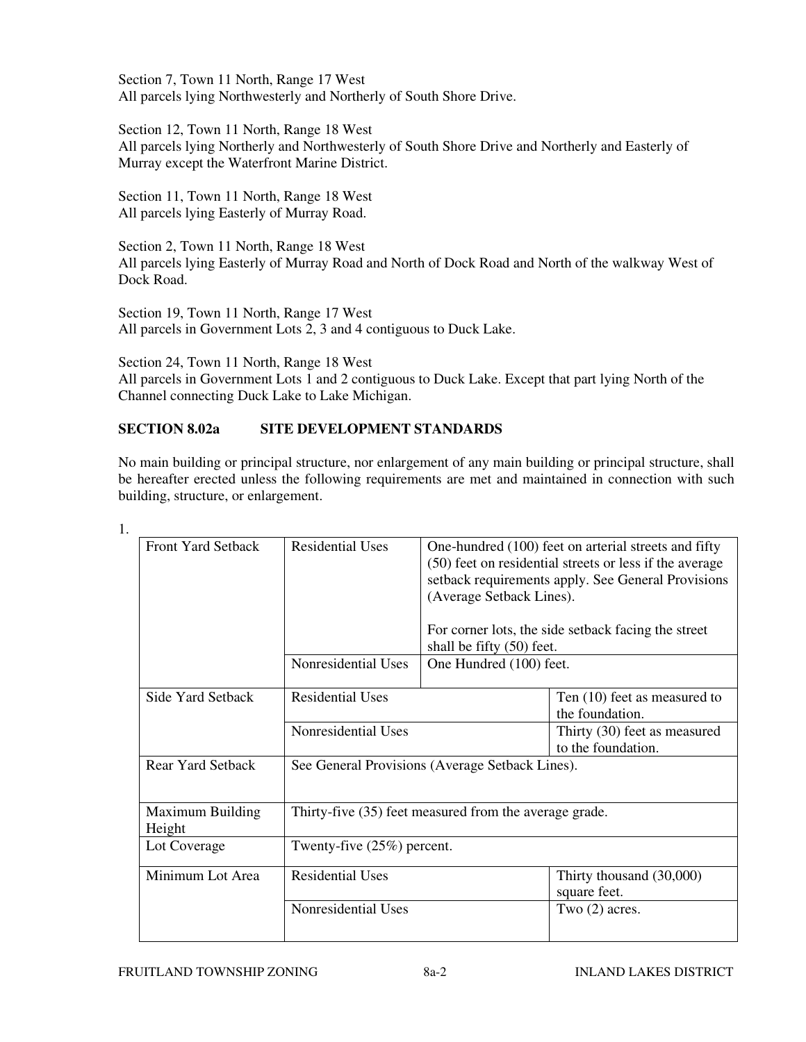Section 7, Town 11 North, Range 17 West
All parcels lying Northwesterly and Northerly of South Shore Drive.

Section 12, Town 11 North, Range 18 West
All parcels lying Northerly and Northwesterly of South Shore Drive and Northerly and Easterly of Murray except the Waterfront Marine District.

Section 11, Town 11 North, Range 18 West
All parcels lying Easterly of Murray Road.

Section 2, Town 11 North, Range 18 West
All parcels lying Easterly of Murray Road and North of Dock Road and North of the walkway West of Dock Road.

Section 19, Town 11 North, Range 17 West
All parcels in Government Lots 2, 3 and 4 contiguous to Duck Lake.

Section 24, Town 11 North, Range 18 West
All parcels in Government Lots 1 and 2 contiguous to Duck Lake. Except that part lying North of the Channel connecting Duck Lake to Lake Michigan.

## SECTION 8.02a SITE DEVELOPMENT STANDARDS

No main building or principal structure, nor enlargement of any main building or principal structure, shall be hereafter erected unless the following requirements are met and maintained in connection with such building, structure, or enlargement.

1.

| | | |
|---|---|---|
| Front Yard Setback | Residential Uses | One-hundred (100) feet on arterial streets and fifty (50) feet on residential streets or less if the average setback requirements apply. See General Provisions (Average Setback Lines).<br><br>For corner lots, the side setback facing the street shall be fifty (50) feet. |
| | Nonresidential Uses | One Hundred (100) feet. |
| Side Yard Setback | Residential Uses | Ten (10) feet as measured to the foundation. |
| | Nonresidential Uses | Thirty (30) feet as measured to the foundation. |
| Rear Yard Setback | See General Provisions (Average Setback Lines). | |
| Maximum Building Height | Thirty-five (35) feet measured from the average grade. | |
| Lot Coverage | Twenty-five (25%) percent. | |
| Minimum Lot Area | Residential Uses | Thirty thousand (30,000) square feet. |
| | Nonresidential Uses | Two (2) acres. |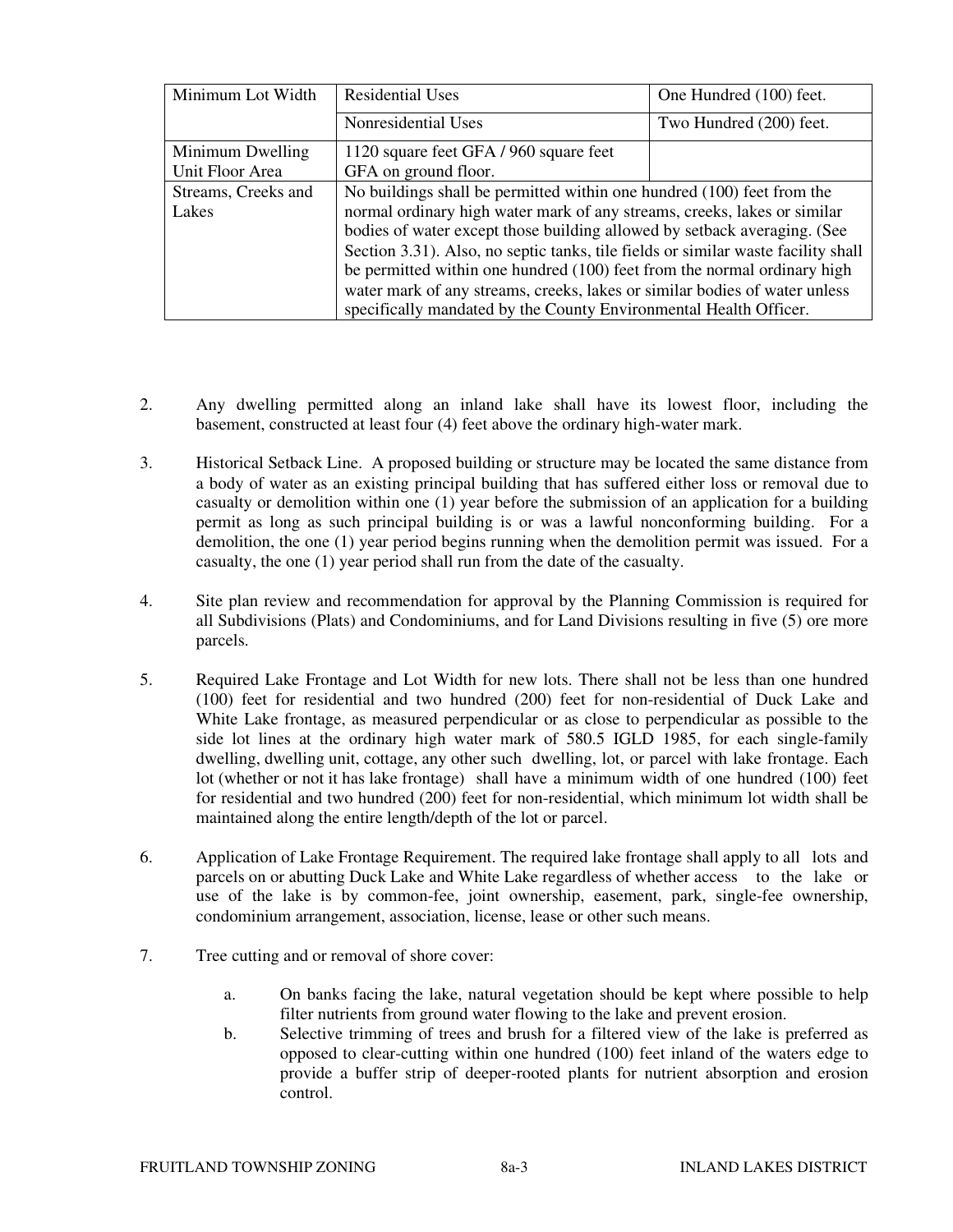| Minimum Lot Width | Residential Uses | One Hundred (100) feet. |
|---|---|---|
| | Nonresidential Uses | Two Hundred (200) feet. |
| Minimum Dwelling Unit Floor Area | 1120 square feet GFA / 960 square feet GFA on ground floor. | |
| Streams, Creeks and Lakes | No buildings shall be permitted within one hundred (100) feet from the normal ordinary high water mark of any streams, creeks, lakes or similar bodies of water except those building allowed by setback averaging. (See Section 3.31). Also, no septic tanks, tile fields or similar waste facility shall be permitted within one hundred (100) feet from the normal ordinary high water mark of any streams, creeks, lakes or similar bodies of water unless specifically mandated by the County Environmental Health Officer. | |

2. Any dwelling permitted along an inland lake shall have its lowest floor, including the basement, constructed at least four (4) feet above the ordinary high-water mark.

3. Historical Setback Line. A proposed building or structure may be located the same distance from a body of water as an existing principal building that has suffered either loss or removal due to casualty or demolition within one (1) year before the submission of an application for a building permit as long as such principal building is or was a lawful nonconforming building. For a demolition, the one (1) year period begins running when the demolition permit was issued. For a casualty, the one (1) year period shall run from the date of the casualty.

4. Site plan review and recommendation for approval by the Planning Commission is required for all Subdivisions (Plats) and Condominiums, and for Land Divisions resulting in five (5) ore more parcels.

5. Required Lake Frontage and Lot Width for new lots. There shall not be less than one hundred (100) feet for residential and two hundred (200) feet for non-residential of Duck Lake and White Lake frontage, as measured perpendicular or as close to perpendicular as possible to the side lot lines at the ordinary high water mark of 580.5 IGLD 1985, for each single-family dwelling, dwelling unit, cottage, any other such dwelling, lot, or parcel with lake frontage. Each lot (whether or not it has lake frontage) shall have a minimum width of one hundred (100) feet for residential and two hundred (200) feet for non-residential, which minimum lot width shall be maintained along the entire length/depth of the lot or parcel.

6. Application of Lake Frontage Requirement. The required lake frontage shall apply to all lots and parcels on or abutting Duck Lake and White Lake regardless of whether access to the lake or use of the lake is by common-fee, joint ownership, easement, park, single-fee ownership, condominium arrangement, association, license, lease or other such means.

7. Tree cutting and or removal of shore cover:

   a. On banks facing the lake, natural vegetation should be kept where possible to help filter nutrients from ground water flowing to the lake and prevent erosion.

   b. Selective trimming of trees and brush for a filtered view of the lake is preferred as opposed to clear-cutting within one hundred (100) feet inland of the waters edge to provide a buffer strip of deeper-rooted plants for nutrient absorption and erosion control.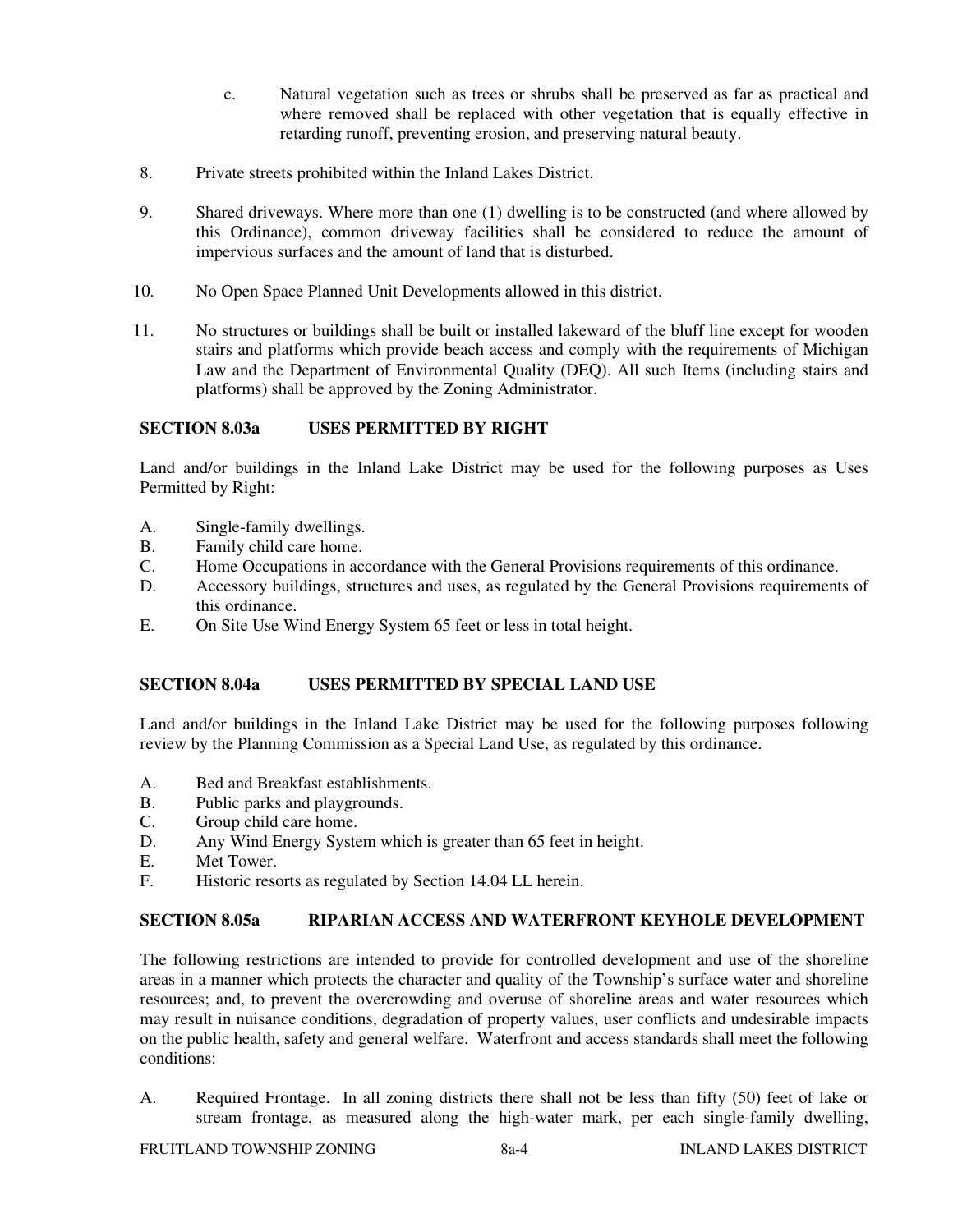c. Natural vegetation such as trees or shrubs shall be preserved as far as practical and where removed shall be replaced with other vegetation that is equally effective in retarding runoff, preventing erosion, and preserving natural beauty.

8. Private streets prohibited within the Inland Lakes District.

9. Shared driveways. Where more than one (1) dwelling is to be constructed (and where allowed by this Ordinance), common driveway facilities shall be considered to reduce the amount of impervious surfaces and the amount of land that is disturbed.

10. No Open Space Planned Unit Developments allowed in this district.

11. No structures or buildings shall be built or installed lakeward of the bluff line except for wooden stairs and platforms which provide beach access and comply with the requirements of Michigan Law and the Department of Environmental Quality (DEQ). All such Items (including stairs and platforms) shall be approved by the Zoning Administrator.

## SECTION 8.03a USES PERMITTED BY RIGHT

Land and/or buildings in the Inland Lake District may be used for the following purposes as Uses Permitted by Right:

A. Single-family dwellings.
B. Family child care home.
C. Home Occupations in accordance with the General Provisions requirements of this ordinance.
D. Accessory buildings, structures and uses, as regulated by the General Provisions requirements of this ordinance.
E. On Site Use Wind Energy System 65 feet or less in total height.

## SECTION 8.04a USES PERMITTED BY SPECIAL LAND USE

Land and/or buildings in the Inland Lake District may be used for the following purposes following review by the Planning Commission as a Special Land Use, as regulated by this ordinance.

A. Bed and Breakfast establishments.
B. Public parks and playgrounds.
C. Group child care home.
D. Any Wind Energy System which is greater than 65 feet in height.
E. Met Tower.
F. Historic resorts as regulated by Section 14.04 LL herein.

## SECTION 8.05a RIPARIAN ACCESS AND WATERFRONT KEYHOLE DEVELOPMENT

The following restrictions are intended to provide for controlled development and use of the shoreline areas in a manner which protects the character and quality of the Township's surface water and shoreline resources; and, to prevent the overcrowding and overuse of shoreline areas and water resources which may result in nuisance conditions, degradation of property values, user conflicts and undesirable impacts on the public health, safety and general welfare. Waterfront and access standards shall meet the following conditions:

A. Required Frontage. In all zoning districts there shall not be less than fifty (50) feet of lake or stream frontage, as measured along the high-water mark, per each single-family dwelling,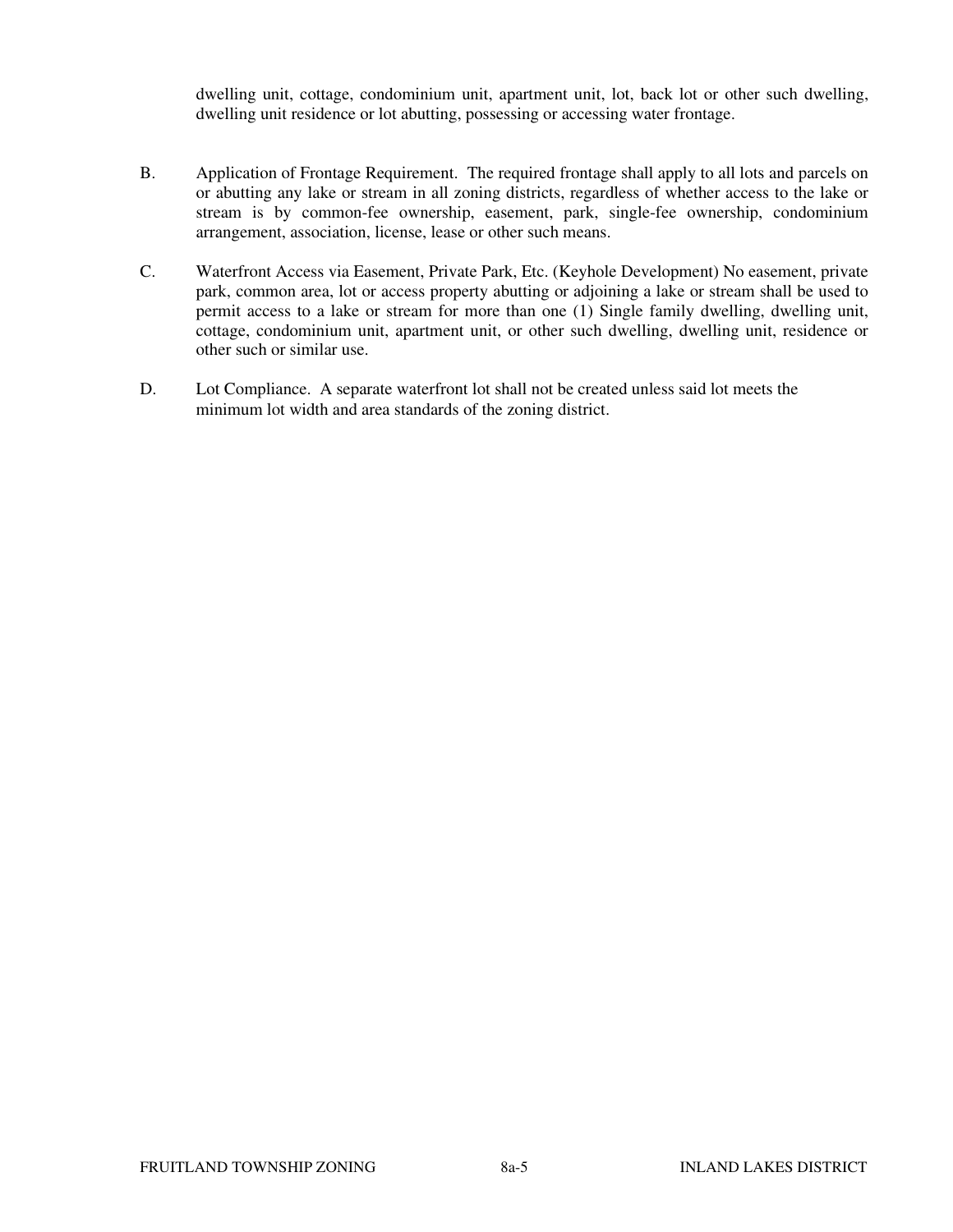dwelling unit, cottage, condominium unit, apartment unit, lot, back lot or other such dwelling, dwelling unit residence or lot abutting, possessing or accessing water frontage.

B. Application of Frontage Requirement. The required frontage shall apply to all lots and parcels on or abutting any lake or stream in all zoning districts, regardless of whether access to the lake or stream is by common-fee ownership, easement, park, single-fee ownership, condominium arrangement, association, license, lease or other such means.

C. Waterfront Access via Easement, Private Park, Etc. (Keyhole Development) No easement, private park, common area, lot or access property abutting or adjoining a lake or stream shall be used to permit access to a lake or stream for more than one (1) Single family dwelling, dwelling unit, cottage, condominium unit, apartment unit, or other such dwelling, dwelling unit, residence or other such or similar use.

D. Lot Compliance. A separate waterfront lot shall not be created unless said lot meets the minimum lot width and area standards of the zoning district.